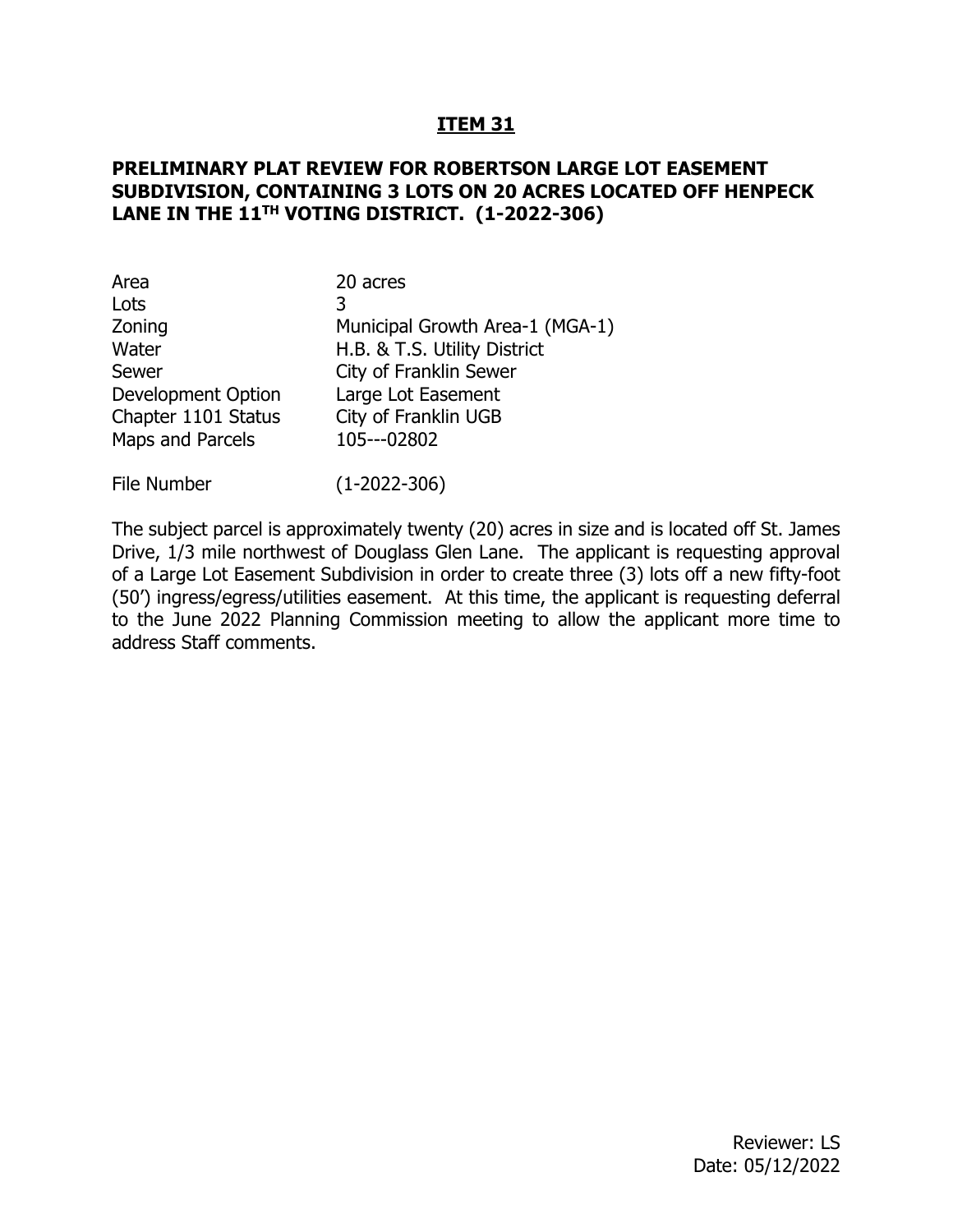# ITEM 31

## PRELIMINARY PLAT REVIEW FOR ROBERTSON LARGE LOT EASEMENT SUBDIVISION, CONTAINING 3 LOTS ON 20 ACRES LOCATED OFF HENPECK LANE IN THE 11TH VOTING DISTRICT. (1-2022-306)

| | |
|---|---|
| Area | 20 acres |
| Lots | 3 |
| Zoning | Municipal Growth Area-1 (MGA-1) |
| Water | H.B. & T.S. Utility District |
| Sewer | City of Franklin Sewer |
| Development Option | Large Lot Easement |
| Chapter 1101 Status | City of Franklin UGB |
| Maps and Parcels | 105---02802 |
| File Number | (1-2022-306) |

The subject parcel is approximately twenty (20) acres in size and is located off St. James Drive, 1/3 mile northwest of Douglass Glen Lane. The applicant is requesting approval of a Large Lot Easement Subdivision in order to create three (3) lots off a new fifty-foot (50') ingress/egress/utilities easement. At this time, the applicant is requesting deferral to the June 2022 Planning Commission meeting to allow the applicant more time to address Staff comments.

Reviewer: LS
Date: 05/12/2022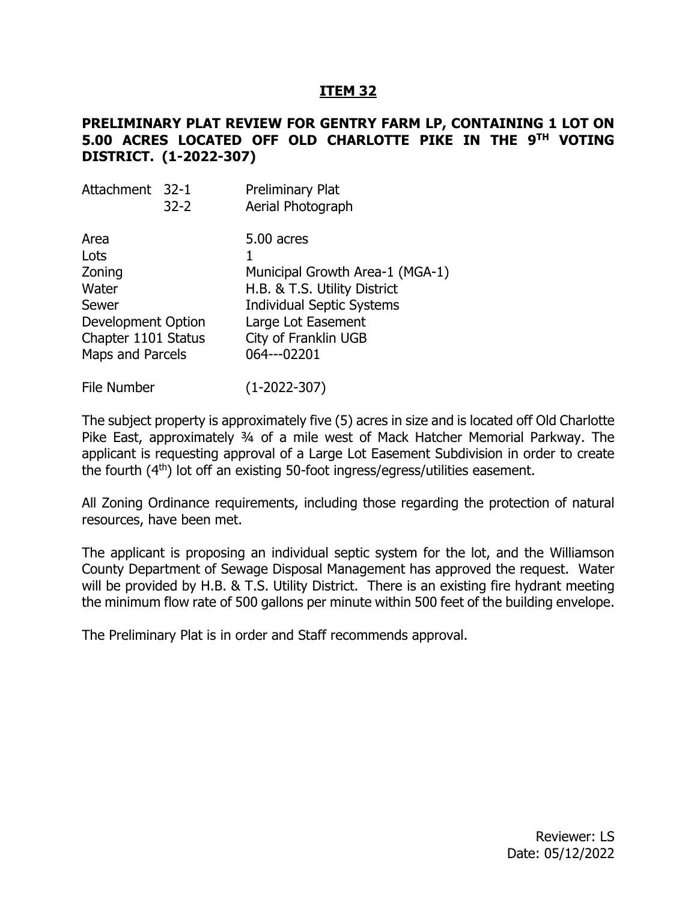## ITEM 32

**PRELIMINARY PLAT REVIEW FOR GENTRY FARM LP, CONTAINING 1 LOT ON 5.00 ACRES LOCATED OFF OLD CHARLOTTE PIKE IN THE 9TH VOTING DISTRICT. (1-2022-307)**

| | |
|---|---|
| Attachment 32-1 | Preliminary Plat |
| 32-2 | Aerial Photograph |
| Area | 5.00 acres |
| Lots | 1 |
| Zoning | Municipal Growth Area-1 (MGA-1) |
| Water | H.B. & T.S. Utility District |
| Sewer | Individual Septic Systems |
| Development Option | Large Lot Easement |
| Chapter 1101 Status | City of Franklin UGB |
| Maps and Parcels | 064---02201 |
| File Number | (1-2022-307) |

The subject property is approximately five (5) acres in size and is located off Old Charlotte Pike East, approximately ¾ of a mile west of Mack Hatcher Memorial Parkway. The applicant is requesting approval of a Large Lot Easement Subdivision in order to create the fourth (4th) lot off an existing 50-foot ingress/egress/utilities easement.

All Zoning Ordinance requirements, including those regarding the protection of natural resources, have been met.

The applicant is proposing an individual septic system for the lot, and the Williamson County Department of Sewage Disposal Management has approved the request. Water will be provided by H.B. & T.S. Utility District. There is an existing fire hydrant meeting the minimum flow rate of 500 gallons per minute within 500 feet of the building envelope.

The Preliminary Plat is in order and Staff recommends approval.

Reviewer: LS
Date: 05/12/2022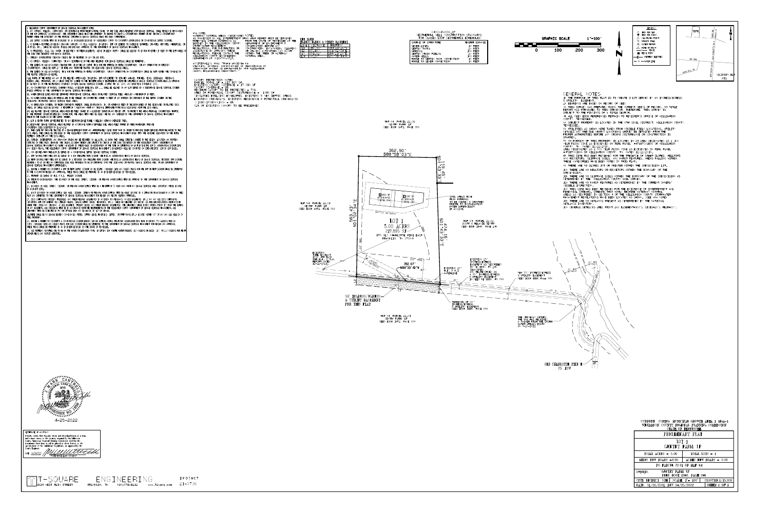# GENERAL NOTES

1) THE PURPOSE OF THIS PLAT IS TO CREATE 1 LOT SERVED BY AN INGRESS/EGRESS & UTILITY EASEMENT.

2) BEARINGS ARE BASED ON RECORD OF DEED.

3) THIS SURVEY WAS PREPARED USING THE CURRENT DEEDS OF RECORD. NO TITLE REPORT WAS FURNISHED TO THIS SURVEYOR, THEREFORE, THIS SURVEY IS SUBJECT TO THE FINDINGS OF A TITLE SEARCH.

4) ALL DEED BOOK REFERENCES PERTAIN TO REGISTER'S OFFICE OF WILLIAMSON COUNTY, TENNESSEE.

5) SUBJECT PROPERTY IS LOCATED IN THE 5TH CIVIL DISTRICT, WILLIAMSON COUNTY, TENNESSEE.

6) UTILITIES AS SHOWN WERE TAKEN FROM VISIBLE FIELD LOCATIONS. UTILITY DETAILS AND PRECISE LOCATIONS SHOULD BE OBTAINED FROM THE PROPER AUTHORITIES BEFORE ANY GROUND DISTURBANCE OR CONSTRUCTION IS STARTED.

7) NO PORTION OF THIS PROPERTY IS LOCATED IN AN AREA DESIGNATED AS A 100 YEAR FLOOD ZONE AS EVIDENCED ON FEMA PANEL #47187C0___ OF WILLIAMSON COUNTY, TN. DATED 12/22/2016. AREA DESIGNATED AS A 500 YEAR FLOOD ZONE AS EVIDENCED ON FEMA PANEL #47187C0___ OF WILLIAMSON COUNTY, TN. DATED 12/22/2016.

8) THIS SITE HAS BEEN REVIEWED FOR THE PRESENCE OF STEEP SLOPES, HILLTOPS AND RIDGETOPS, SLIPPAGE SOILS, AND KARST FEATURES. AREAS FALLING WITHIN THESE CATEGORIES HAVE BEEN SHOWN ON THIS PLAT.

9) THERE ARE NO SLOPES 25% OR GREATER WITHIN THE SUBDIVISION LOT.

10) THERE ARE NO HILLTOPS OR RIDGETOPS WITHIN THE BOUNDARY OF THE SUBDIVISION.

11) THERE ARE NO SLIPPAGE SOILS WITHIN THE BOUNDARY OF THE SUBDIVISION AS DETERMINED BY THE WILLIAMSON COUNTY SOIL SURVEY.

12) THERE ARE NO KARST FEATURES AS DETERMINED BY THE CURRENT OWNERS' VISIBLE INSPECTION.

13) THIS SITE HAS BEEN REVIEWED FOR THE EXISTENCE OF INTERMITTENT AND PERENNIAL STREAMS. STREAMS THAT HAVE RESOURCE NATURAL AREAS ARE AS REQUIRED IN SECTION 4 OF THE WILLIAMSON COUNTY STORMWATER MANAGEMENT REGULATIONS HAVE BEEN LOCATED AS SHOWN. (SEE WNA NOTE)

14) THERE ARE NO WETLANDS PRESENT AS DETERMINED BY THE NATIONAL WETLANDS INVENTORY.

15) GENERAL SETBACKS ARE: FRONT AND SIDE/REAR 100'/ SIDES 20'/ REAR 20'.

## WNA NOTES

WATERWAY NATURAL AREAS DESIGNATED NOTE: AS PRESENTED IN ALL INTERMITTENT AND PERENNIAL STREAM WATERWAYS AS DEFINED IN THE WILLIAMSON COUNTY STORMWATER MANAGEMENT REGULATIONS. FOR INFORMATION OR ASSISTANCE IN APPLYING THESE REGULATIONS, PLEASE CONTACT THE WILLIAMSON COUNTY ENGINEERING DEPARTMENT AT (615)790-5725. FROM THE STATE OF TENNESSEE OR THE DEPARTMENT OF ENVIRONMENT & CONSERVATION BEFORE ANY CONSTRUCTION ACTIVITY WITHIN THE WNA.

ADDITIONALLY, THAT THERE SHALL BE NO CLEARING, GRADING, CONSTRUCTION OR DISTURBANCE OF VEGETATION EXCEPT AS PERMITTED BY THE WILLIAMSON COUNTY ENGINEERING DEPARTMENT.

## CANOPY PROTECTION NOTES

PARCEL TOTAL SF = 217,896 SF
EXISTING CANOPY COVERAGE = 37,380 SF
CANOPY COVERAGE = 17%
MINIMUM CANOPY TO BE PROTECTED = 70%
AREA OF POTENTIAL CANOPY DISTURBANCE = 1080 SF
(INCLUDES BUILDING ENVELOPES, EXISTING & NEW SEPTIC AREAS, EXISTING DRIVEWAYS, EXISTING RESIDENCE & POTENTIAL DRIVEWAYS)
1-(1080/37380)x100 = 97%
97% OF EXISTING CANOPY TO BE PRESERVED

## LINE TABLE

| LINE | BEARING | DISTANCE |
|---|---|---|
| L1 | | |
| L2 | | |
| L3 | | |
| L4 | | |

## GEOTHERMAL WELL CONSTRUCTION STANDARDS FOR CLOSED LOOP GEOTHERMAL BOREHOLES

| SOURCE OF STRUCTURE | MINIMUM DISTANCE |
|---|---|
| SEWER LINES | 10 FEET |
| SEPTIC TANKS | 50 FEET |
| SPRINGS | 100 FEET |
| SEPTIC DRAIN FIELDS | 50 FEET |
| WATER WELLS | 100 FEET |
| HOUSE TO SEPTIC TANK CONNECTION | 10 FEET |
| HOUSE TO SEWER CONNECTION | 10 FEET |

GRAPHIC SCALE 1" = 100'
0 100 200 300

## LEGEND

- IRON PIN SET
- IRON PIN FOUND
- CALCULATED POINT
- UTILITY POLE
- WATER METER
- FIRE HYDRANT
- FENCE
- FENCE POST
- OVERHEAD ELECTRIC
- WATER LINE

VICINITY MAP
NTS

## PLAN LABELS

MAP 64, PARCEL 22.01
GENTRY FARM LP
DEED BOOK 1842, PAGE 250

362.90'
S88°58'03"E

LOT 1
5.00 ACRES
217,895 SF
STD OLD CHARLOTTE PIKE EAST
FRANKLIN, TN 37064

563.43'
N01°02'34"E

414.46'
S04°43'33"E

392.67'
N84°39'45"W

50' INGRESS/EGRESS & UTILITY EASEMENT PER THIS PLAT

MAP 64, PARCEL 22.00
SCOTT & MELANIE CENTER
DEED BOOK 5961, PAGE 248

MAP 64, PARCEL 22.03
GENTRY FARM LP
DEED BOOK 1842, PAGE 250

SOIL AREA NOTE
SEPTIC DISPOSAL AREA TO BE DEDICATED PRIOR TO INSTALLATION

EXISTING 3/4" WATERLINE

NEW 50' INGRESS/EGRESS & UTILITY EASEMENT
DEED BOOK 8885, PAGE 503

OLD CHARLOTTE PIKE E
25' ROW

## CERTIFICATE OF ACCURACY

I hereby certify that the plat shown and described hereon is a true and correct survey to the accuracy required by the Williamson County Regional Planning Commission and that the monuments have been or will be placed as shown hereon, to the specifications of the Subdivision Regulations, as approved by the County Engineer.

Date 4-25-2022
Registered Land Surveyor

J. MARK CANTRELL
4-25-2022

T-SQUARE ENGINEERING
2329 WEST MAIN STREET FRANKLIN, TN 615-579-8282 www.T2-eng.com

project 21-0736

CURRENT ZONING: MUNICIPAL GROWTH AREA 1 MGA-1
WILLIAMSON COUNTY REGIONAL PLANNING COMMISSION
STATE OF TENNESSEE

| PRELIMINARY PLAT | |
|---|---|
| LOT 1 GENTRY FARM LP | |
| TOTAL ACRES = 5.00 | TOTAL LOTS = 1 |
| MILES NEW ROADS = 0.00 | ACRES NEW ROADS = 0.00 |
| TO PARCEL 22.01 OF MAP 64 | |
| OWNERS: GENTRY FARM LP, DEED BOOK 1842, PAGE 250 | |
| CIVIL DISTRICT 5TH | SCALE 1" = 100' | CLOSURE 1/15,000 |
| DATE: 01/25/2022, REV 04/25/2022 | SHEET 1 OF 1 |

## WILLIAMSON COUNTY DEPARTMENT OF SEWAGE DISPOSAL MANAGEMENT NOTES

1. ANY CUTTING, FILLING, COMPACTION, OR DISTURBANCE FROM THEIR NATURAL STATE OF THE SOIL AREAS RESERVED FOR SEWAGE DISPOSAL SHALL RESULT IN REVOCATION OF THE SSD APPROVAL. ADDITIONALLY, THE PROPERTY OWNER SHALL HAVE THE AUTHORITY TO REFUSE TO ISSUE A CONSTRUCTION PERMIT UNTIL THE INTEGRITY OF THE SEWAGE DISPOSAL AREAS HAS BEEN CONFIRMED.

2. ANY SEPTIC SYSTEMS MUST BE INSTALLED BY AN INSTALLER LICENSED BY WILLIAMSON COUNTY TO CONSTRUCT CONVENTIONAL AND ALTERNATIVE SEPTIC SYSTEMS.

3. NO ENGINEERED SYSTEMS (DRIP, SPRAY IRRIGATION, ETC.) SHALL BE PERMITTED ON THIS LOT WITHOUT PRIOR APPROVAL FROM THE DEPARTMENT OF SEWAGE DISPOSAL MANAGEMENT.

4. AS REQUIRED, ALL LOTS MUST BE SERVED BY A PUBLIC WATER SUPPLY. NO LOT SHALL BE SERVED BY PRIVATE WELL.

5. CURTAIN OR INTERCEPTOR DRAINS SHALL BE INSTALLED AS REQUIRED.

6. NO UTILITIES, INCLUDING WATER LINES, SHALL BE INSTALLED WITHIN THE SOIL AREAS RESERVED FOR SEWAGE DISPOSAL.

7. THE ENTIRE SOIL AREA RESERVED FOR SEWAGE DISPOSAL SHALL BE MAINTAINED AS SUCH AND SHALL NOT BE USED FOR ANY OTHER PURPOSE.

8. ALL PARTS OF THE HOUSE AND ANY OTHER STRUCTURES MUST BE SETBACK FROM THE SEWAGE DISPOSAL AREAS AS REQUIRED.

9. NO CONSTRUCTION OF PATIOS, SWIMMING POOLS, ACCESSORY BUILDINGS, ETC. SHALL BE ALLOWED IN ANY AREA SERVED BY A SUBSURFACE SEWAGE DISPOSAL SYSTEM UNLESS APPROVED BY THE DEPARTMENT OF SEWAGE DISPOSAL MANAGEMENT.

10. WATER SERVICE LINES MUST BE SEPARATED FROM SEWAGE DISPOSAL AREAS AND SEPTIC SYSTEM COMPONENTS BY A MINIMUM OF 10 FEET.

11. NO WATER SOURCE WELLS OR SPRINGS ARE TO BE LOCATED OR CONSTRUCTED WITHIN 50 FEET OF ANY PORTION OF THE SEPTIC SYSTEM OR THE RESERVED SEWAGE DISPOSAL AREA.

12. NO IMPERVIOUS SURFACES, INCLUDING DRIVEWAYS, SHALL BE CONSTRUCTED WITHIN THE SEWAGE DISPOSAL AREAS.

13. ALL SEPTIC SYSTEM AREAS ARE TO BE FIELD STAKED BY A LICENSED SURVEYOR AS PRESCRIBED BY THE DEPARTMENT PRIOR TO CONSTRUCTION.

14. LOT 1 SHALL BE LIMITED TO A SINGLE FAMILY DWELLING WITH A MAXIMUM OF FOUR (4) BEDROOMS.

15. RESERVED SEWAGE DISPOSAL AREAS ARE DESIGNED IN ACCORDANCE WITH THE SOILS MAPPING AND MUST BE PRESERVED.

16. THIS SITE MAY REQUIRE THE USE OF A SEWAGE EFFLUENT PUMP AND ASSOCIATED SEPTIC SYSTEM COMPONENTS.

17. DEPARTMENT APPROVAL OF THIS PLAT DOES NOT CONSTITUTE APPROVAL OF A SEPTIC SYSTEM PERMIT. A PERMIT APPLICATION MUST BE SUBMITTED TO THE DEPARTMENT OF SEWAGE DISPOSAL MANAGEMENT PRIOR TO CONSTRUCTION.

18. ALL BUILDING ENVELOPES AND SEPTIC SYSTEM LOCATIONS SHOWN ARE APPROXIMATE.

19. THE OWNER SHALL BE RESPONSIBLE FOR MAINTAINING THE SEPTIC SYSTEM AND THE RESERVED AREAS.

20. SEPTIC SYSTEM DESIGN SHALL BE SUBMITTED TO THE DEPARTMENT OF SEWAGE DISPOSAL MANAGEMENT FOR REVIEW AND APPROVAL.

21. ANY CHANGES TO THE PROPOSED LOT LAYOUT MUST BE REVIEWED AND APPROVED BY THE DEPARTMENT OF SEWAGE DISPOSAL MANAGEMENT.

22. A PERMIT TO CONSTRUCT A CONVENTIONAL SEPTIC SYSTEM MUST BE OBTAINED PRIOR TO THE ISSUANCE OF A BUILDING PERMIT.

23. ALL PLUMBING FIXTURES ARE TO BE OF THE WATER CONSERVING TYPE, INCLUDING LOW FLOW FIXTURES.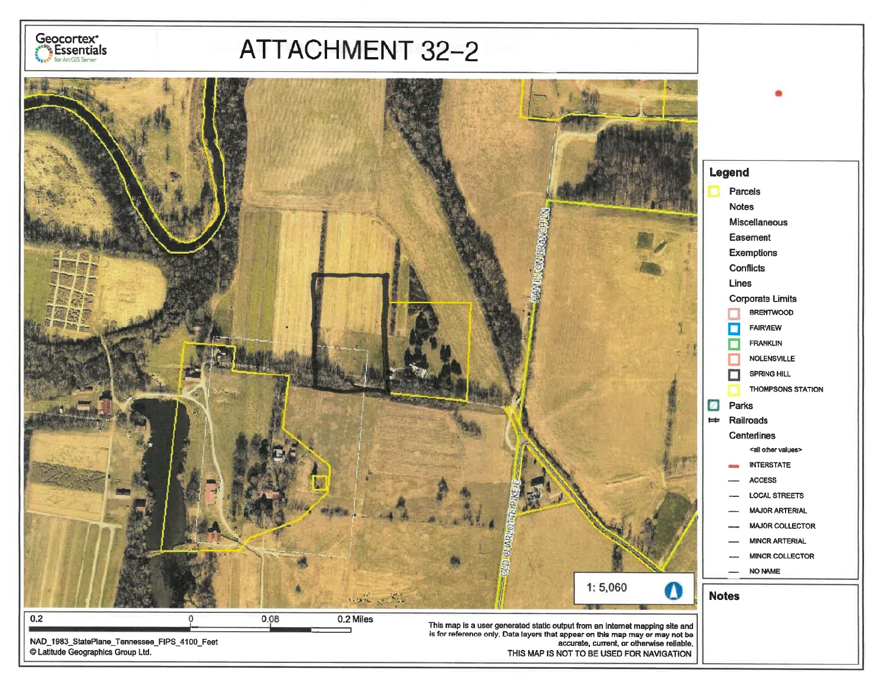Geocortex® Essentials for ArcGIS Server

# ATTACHMENT 32-2

HAMILTON FRANCE LN

OLD CHARLOTTE PIKE E

## Legend

- Parcels
- Notes
- Miscellaneous
- Easement
- Exemptions
- Conflicts
- Lines
- Corporate Limits
  - BRENTWOOD
  - FAIRVIEW
  - FRANKLIN
  - NOLENSVILLE
  - SPRING HILL
  - THOMPSONS STATION
- Parks
- Railroads
- Centerlines
  - <all other values>
  - INTERSTATE
  - ACCESS
  - LOCAL STREETS
  - MAJOR ARTERIAL
  - MAJOR COLLECTOR
  - MINOR ARTERIAL
  - MINOR COLLECTOR
  - NO NAME

1: 5,060

## Notes

0.2 0 0.08 0.2 Miles

NAD_1983_StatePlane_Tennessee_FIPS_4100_Feet
© Latitude Geographics Group Ltd.

This map is a user generated static output from an Internet mapping site and is for reference only. Data layers that appear on this map may or may not be accurate, current, or otherwise reliable.
THIS MAP IS NOT TO BE USED FOR NAVIGATION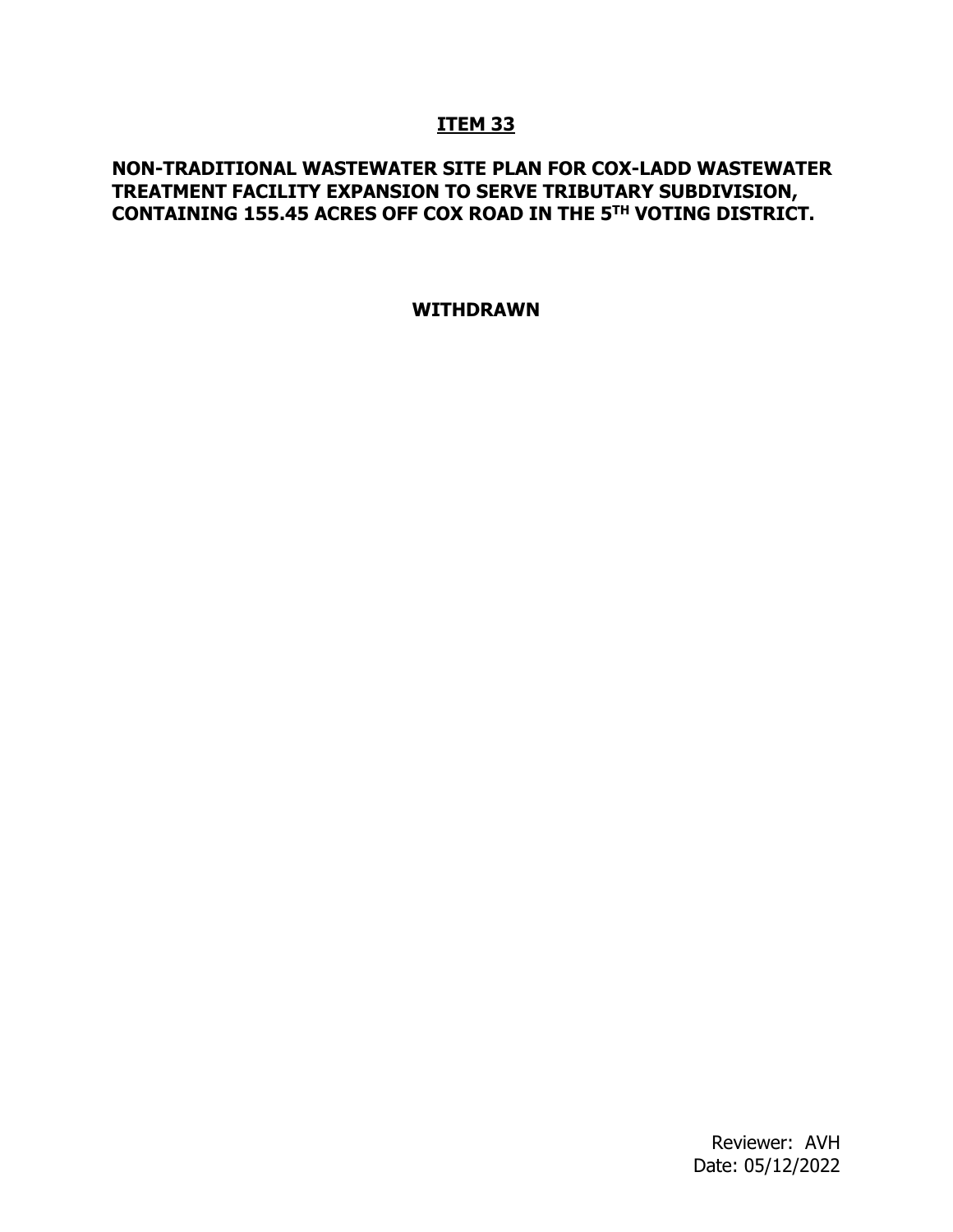## ITEM 33

**NON-TRADITIONAL WASTEWATER SITE PLAN FOR COX-LADD WASTEWATER TREATMENT FACILITY EXPANSION TO SERVE TRIBUTARY SUBDIVISION, CONTAINING 155.45 ACRES OFF COX ROAD IN THE 5TH VOTING DISTRICT.**

**WITHDRAWN**

Reviewer: AVH
Date: 05/12/2022